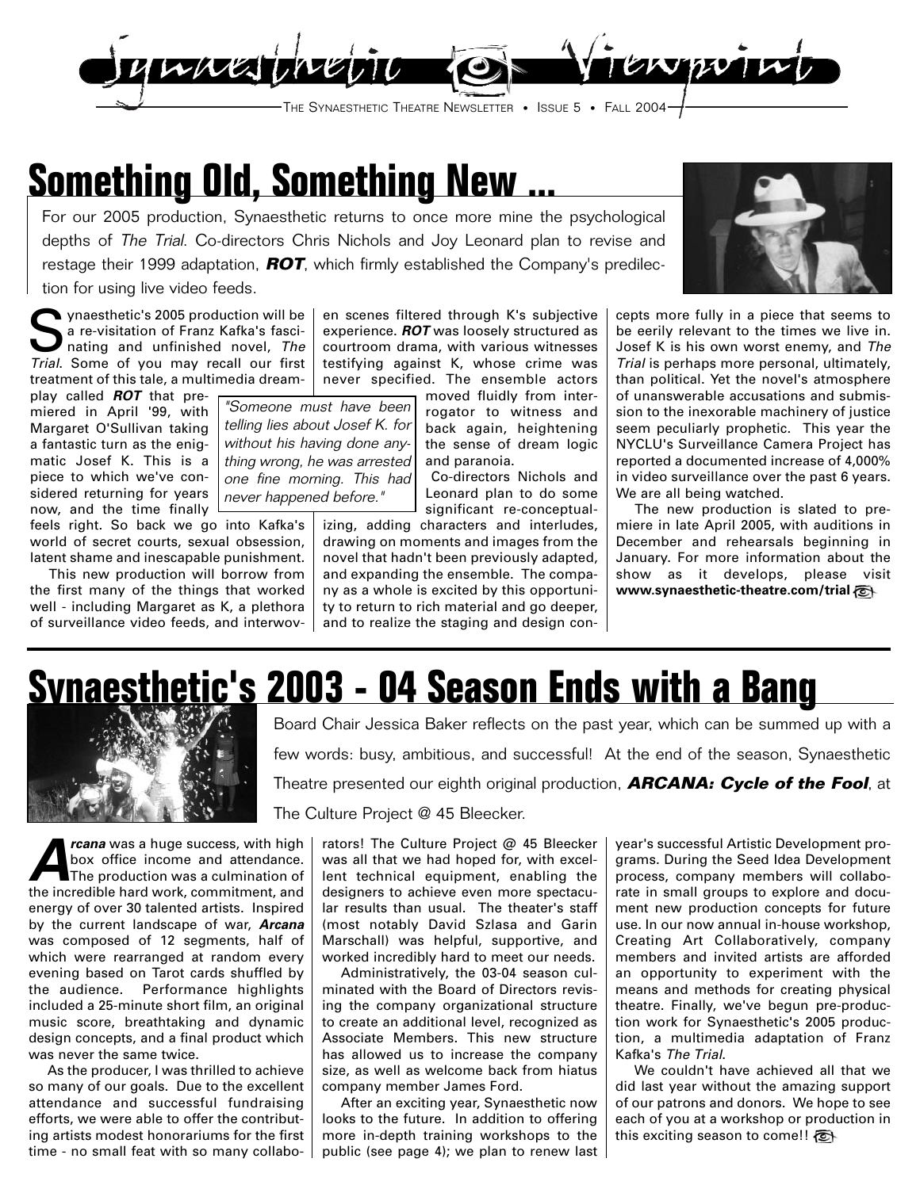# Synaesthetic Viewpoint

THE SYNAESTHETIC THEATRE NEWSLETTER • ISSUE 5 • FALL 2004

## Something Old, Something New ...

For our 2005 production, Synaesthetic returns to once more mine the psychological depths of *The Trial*. Co-directors Chris Nichols and Joy Leonard plan to revise and restage their 1999 adaptation, ***ROT***, which firmly established the Company's predilection for using live video feeds.

Synaesthetic's 2005 production will be a re-visitation of Franz Kafka's fascinating and unfinished novel, *The Trial*. Some of you may recall our first treatment of this tale, a multimedia dreamplay called ***ROT*** that premiered in April '99, with Margaret O'Sullivan taking a fantastic turn as the enigmatic Josef K. This is a piece to which we've considered returning for years now, and the time finally feels right. So back we go into Kafka's world of secret courts, sexual obsession, latent shame and inescapable punishment.

This new production will borrow from the first many of the things that worked well - including Margaret as K, a plethora of surveillance video feeds, and interwoven scenes filtered through K's subjective experience. ***ROT*** was loosely structured as courtroom drama, with various witnesses testifying against K, whose crime was never specified. The ensemble actors moved fluidly from interrogator to witness and back again, heightening the sense of dream logic and paranoia.

> *"Someone must have been telling lies about Josef K. for without his having done anything wrong, he was arrested one fine morning. This had never happened before."*

Co-directors Nichols and Leonard plan to do some significant re-conceptualizing, adding characters and interludes, drawing on moments and images from the novel that hadn't been previously adapted, and expanding the ensemble. The company as a whole is excited by this opportunity to return to rich material and go deeper, and to realize the staging and design concepts more fully in a piece that seems to be eerily relevant to the times we live in. Josef K is his own worst enemy, and *The Trial* is perhaps more personal, ultimately, than political. Yet the novel's atmosphere of unanswerable accusations and submission to the inexorable machinery of justice seem peculiarly prophetic. This year the NYCLU's Surveillance Camera Project has reported a documented increase of 4,000% in video surveillance over the past 6 years. We are all being watched.

The new production is slated to premiere in late April 2005, with auditions in December and rehearsals beginning in January. For more information about the show as it develops, please visit **www.synaesthetic-theatre.com/trial**

## Synaesthetic's 2003 - 04 Season Ends with a Bang

Board Chair Jessica Baker reflects on the past year, which can be summed up with a few words: busy, ambitious, and successful! At the end of the season, Synaesthetic Theatre presented our eighth original production, ***ARCANA: Cycle of the Fool***, at The Culture Project @ 45 Bleecker.

***Arcana*** was a huge success, with high box office income and attendance. The production was a culmination of the incredible hard work, commitment, and energy of over 30 talented artists. Inspired by the current landscape of war, ***Arcana*** was composed of 12 segments, half of which were rearranged at random every evening based on Tarot cards shuffled by the audience. Performance highlights included a 25-minute short film, an original music score, breathtaking and dynamic design concepts, and a final product which was never the same twice.

As the producer, I was thrilled to achieve so many of our goals. Due to the excellent attendance and successful fundraising efforts, we were able to offer the contributing artists modest honorariums for the first time - no small feat with so many collaborators! The Culture Project @ 45 Bleecker was all that we had hoped for, with excellent technical equipment, enabling the designers to achieve even more spectacular results than usual. The theater's staff (most notably David Szlasa and Garin Marschall) was helpful, supportive, and worked incredibly hard to meet our needs.

Administratively, the 03-04 season culminated with the Board of Directors revising the company organizational structure to create an additional level, recognized as Associate Members. This new structure has allowed us to increase the company size, as well as welcome back from hiatus company member James Ford.

After an exciting year, Synaesthetic now looks to the future. In addition to offering more in-depth training workshops to the public (see page 4); we plan to renew last year's successful Artistic Development programs. During the Seed Idea Development process, company members will collaborate in small groups to explore and document new production concepts for future use. In our now annual in-house workshop, Creating Art Collaboratively, company members and invited artists are afforded an opportunity to experiment with the means and methods for creating physical theatre. Finally, we've begun pre-production work for Synaesthetic's 2005 production, a multimedia adaptation of Franz Kafka's *The Trial*.

We couldn't have achieved all that we did last year without the amazing support of our patrons and donors. We hope to see each of you at a workshop or production in this exciting season to come!!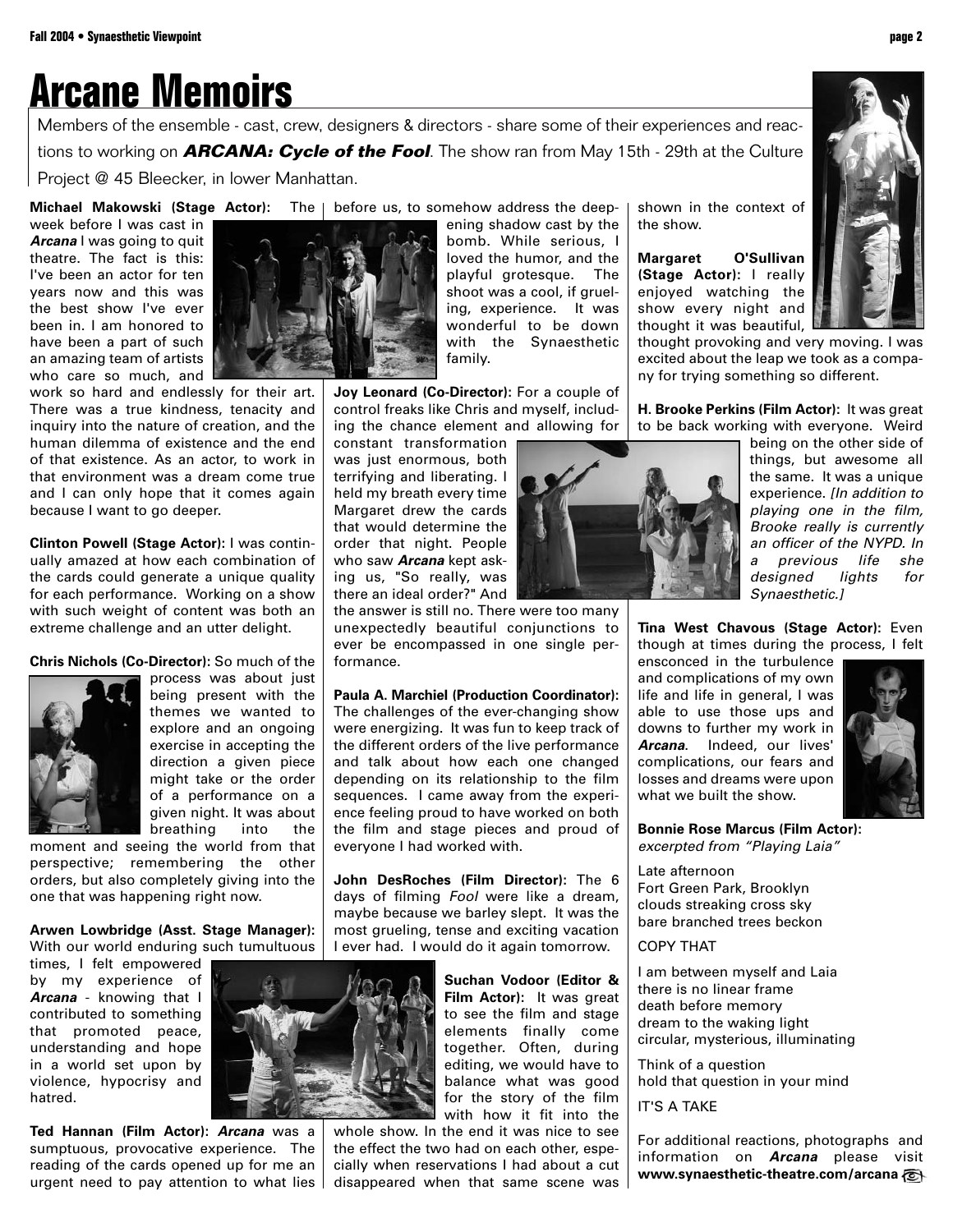# Arcane Memoirs

Members of the ensemble - cast, crew, designers & directors - share some of their experiences and reactions to working on ***ARCANA: Cycle of the Fool***. The show ran from May 15th - 29th at the Culture Project @ 45 Bleecker, in lower Manhattan.

**Michael Makowski (Stage Actor):** The week before I was cast in ***Arcana*** I was going to quit theatre. The fact is this: I've been an actor for ten years now and this was the best show I've ever been in. I am honored to have been a part of such an amazing team of artists who care so much, and work so hard and endlessly for their art. There was a true kindness, tenacity and inquiry into the nature of creation, and the human dilemma of existence and the end of that existence. As an actor, to work in that environment was a dream come true and I can only hope that it comes again because I want to go deeper.

**Clinton Powell (Stage Actor):** I was continually amazed at how each combination of the cards could generate a unique quality for each performance. Working on a show with such weight of content was both an extreme challenge and an utter delight.

**Chris Nichols (Co-Director):** So much of the process was about just being present with the themes we wanted to explore and an ongoing exercise in accepting the direction a given piece might take or the order of a performance on a given night. It was about breathing into the moment and seeing the world from that perspective; remembering the other orders, but also completely giving into the one that was happening right now.

**Arwen Lowbridge (Asst. Stage Manager):** With our world enduring such tumultuous times, I felt empowered by my experience of ***Arcana*** - knowing that I contributed to something that promoted peace, understanding and hope in a world set upon by violence, hypocrisy and hatred.

**Ted Hannan (Film Actor):** ***Arcana*** was a sumptuous, provocative experience. The reading of the cards opened up for me an urgent need to pay attention to what lies before us, to somehow address the deepening shadow cast by the bomb. While serious, I loved the humor, and the playful grotesque. The shoot was a cool, if grueling, experience. It was wonderful to be down with the Synaesthetic family.

**Joy Leonard (Co-Director):** For a couple of control freaks like Chris and myself, including the chance element and allowing for constant transformation was just enormous, both terrifying and liberating. I held my breath every time Margaret drew the cards that would determine the order that night. People who saw ***Arcana*** kept asking us, "So really, was there an ideal order?" And the answer is still no. There were too many unexpectedly beautiful conjunctions to ever be encompassed in one single performance.

**Paula A. Marchiel (Production Coordinator):** The challenges of the ever-changing show were energizing. It was fun to keep track of the different orders of the live performance and talk about how each one changed depending on its relationship to the film sequences. I came away from the experience feeling proud to have worked on both the film and stage pieces and proud of everyone I had worked with.

**John DesRoches (Film Director):** The 6 days of filming *Fool* were like a dream, maybe because we barley slept. It was the most grueling, tense and exciting vacation I ever had. I would do it again tomorrow.

**Suchan Vodoor (Editor & Film Actor):** It was great to see the film and stage elements finally come together. Often, during editing, we would have to balance what was good for the story of the film with how it fit into the whole show. In the end it was nice to see the effect the two had on each other, especially when reservations I had about a cut disappeared when that same scene was shown in the context of the show.

**Margaret O'Sullivan (Stage Actor):** I really enjoyed watching the show every night and thought it was beautiful, thought provoking and very moving. I was excited about the leap we took as a company for trying something so different.

**H. Brooke Perkins (Film Actor):** It was great to be back working with everyone. Weird being on the other side of things, but awesome all the same. It was a unique experience. *[In addition to playing one in the film, Brooke really is currently an officer of the NYPD. In a previous life she designed lights for Synaesthetic.]*

**Tina West Chavous (Stage Actor):** Even though at times during the process, I felt ensconced in the turbulence and complications of my own life and life in general, I was able to use those ups and downs to further my work in ***Arcana***. Indeed, our lives' complications, our fears and losses and dreams were upon what we built the show.

**Bonnie Rose Marcus (Film Actor):**
*excerpted from "Playing Laia"*

Late afternoon
Fort Green Park, Brooklyn
clouds streaking cross sky
bare branched trees beckon

COPY THAT

I am between myself and Laia
there is no linear frame
death before memory
dream to the waking light
circular, mysterious, illuminating

Think of a question
hold that question in your mind

IT'S A TAKE

For additional reactions, photographs and information on ***Arcana*** please visit **www.synaesthetic-theatre.com/arcana**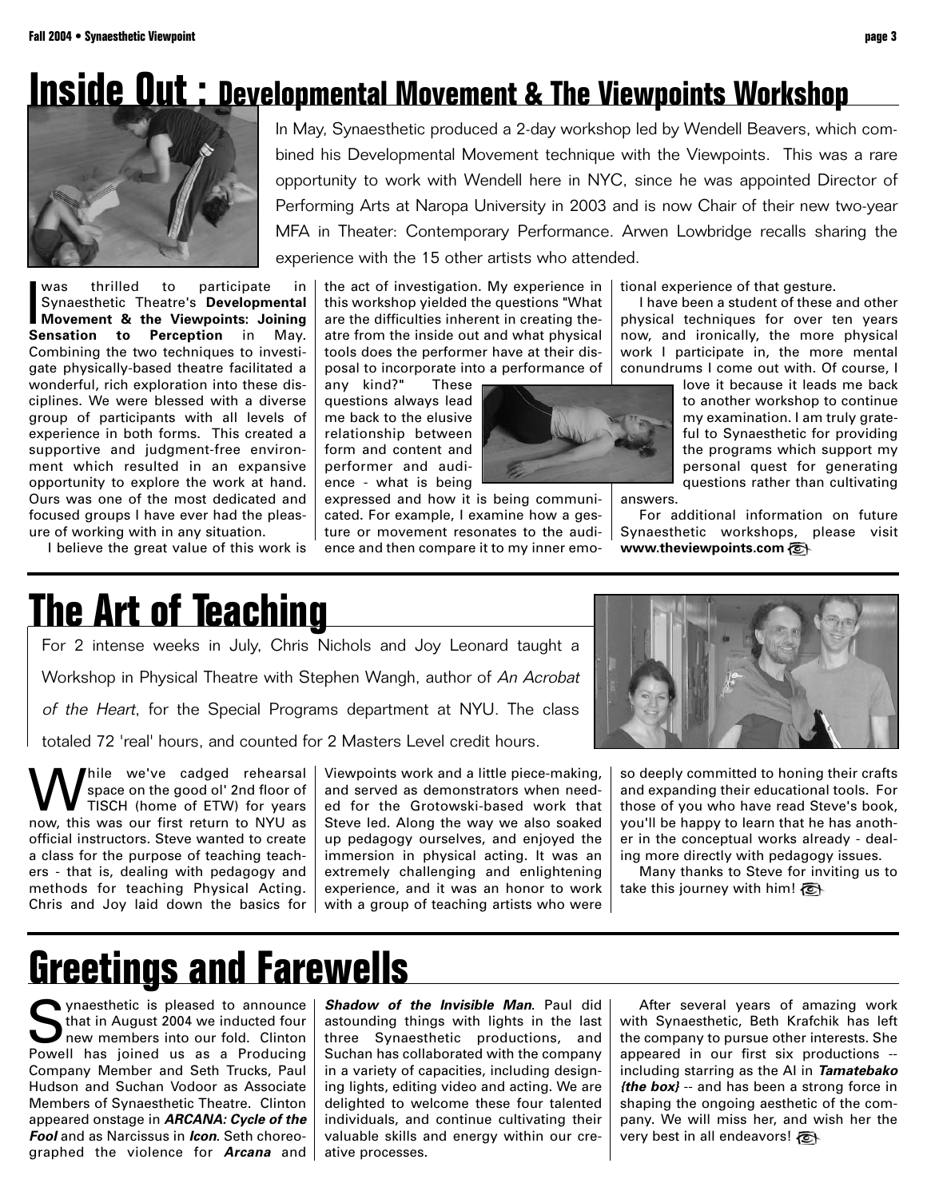# Inside Out : Developmental Movement & The Viewpoints Workshop

In May, Synaesthetic produced a 2-day workshop led by Wendell Beavers, which combined his Developmental Movement technique with the Viewpoints. This was a rare opportunity to work with Wendell here in NYC, since he was appointed Director of Performing Arts at Naropa University in 2003 and is now Chair of their new two-year MFA in Theater: Contemporary Performance. Arwen Lowbridge recalls sharing the experience with the 15 other artists who attended.

I was thrilled to participate in Synaesthetic Theatre's **Developmental Movement & the Viewpoints: Joining Sensation to Perception** in May. Combining the two techniques to investigate physically-based theatre facilitated a wonderful, rich exploration into these disciplines. We were blessed with a diverse group of participants with all levels of experience in both forms. This created a supportive and judgment-free environment which resulted in an expansive opportunity to explore the work at hand. Ours was one of the most dedicated and focused groups I have ever had the pleasure of working with in any situation.

I believe the great value of this work is the act of investigation. My experience in this workshop yielded the questions "What are the difficulties inherent in creating theatre from the inside out and what physical tools does the performer have at their disposal to incorporate into a performance of any kind?" These questions always lead me back to the elusive relationship between form and content and performer and audience - what is being expressed and how it is being communicated. For example, I examine how a gesture or movement resonates to the audience and then compare it to my inner emotional experience of that gesture.

I have been a student of these and other physical techniques for over ten years now, and ironically, the more physical work I participate in, the more mental conundrums I come out with. Of course, I love it because it leads me back to another workshop to continue my examination. I am truly grateful to Synaesthetic for providing the programs which support my personal quest for generating questions rather than cultivating answers.

For additional information on future Synaesthetic workshops, please visit **www.theviewpoints.com**

# The Art of Teaching

For 2 intense weeks in July, Chris Nichols and Joy Leonard taught a Workshop in Physical Theatre with Stephen Wangh, author of *An Acrobat of the Heart*, for the Special Programs department at NYU. The class totaled 72 'real' hours, and counted for 2 Masters Level credit hours.

While we've cadged rehearsal space on the good ol' 2nd floor of TISCH (home of ETW) for years now, this was our first return to NYU as official instructors. Steve wanted to create a class for the purpose of teaching teachers - that is, dealing with pedagogy and methods for teaching Physical Acting. Chris and Joy laid down the basics for Viewpoints work and a little piece-making, and served as demonstrators when needed for the Grotowski-based work that Steve led. Along the way we also soaked up pedagogy ourselves, and enjoyed the immersion in physical acting. It was an extremely challenging and enlightening experience, and it was an honor to work with a group of teaching artists who were so deeply committed to honing their crafts and expanding their educational tools. For those of you who have read Steve's book, you'll be happy to learn that he has another in the conceptual works already - dealing more directly with pedagogy issues.

Many thanks to Steve for inviting us to take this journey with him!

# Greetings and Farewells

Synaesthetic is pleased to announce that in August 2004 we inducted four new members into our fold. Clinton Powell has joined us as a Producing Company Member and Seth Trucks, Paul Hudson and Suchan Vodoor as Associate Members of Synaesthetic Theatre. Clinton appeared onstage in ***ARCANA: Cycle of the Fool*** and as Narcissus in ***Icon***. Seth choreographed the violence for ***Arcana*** and ***Shadow of the Invisible Man***. Paul did astounding things with lights in the last three Synaesthetic productions, and Suchan has collaborated with the company in a variety of capacities, including designing lights, editing video and acting. We are delighted to welcome these four talented individuals, and continue cultivating their valuable skills and energy within our creative processes.

After several years of amazing work with Synaesthetic, Beth Krafchik has left the company to pursue other interests. She appeared in our first six productions -- including starring as the AI in ***Tamatebako {the box}*** -- and has been a strong force in shaping the ongoing aesthetic of the company. We will miss her, and wish her the very best in all endeavors!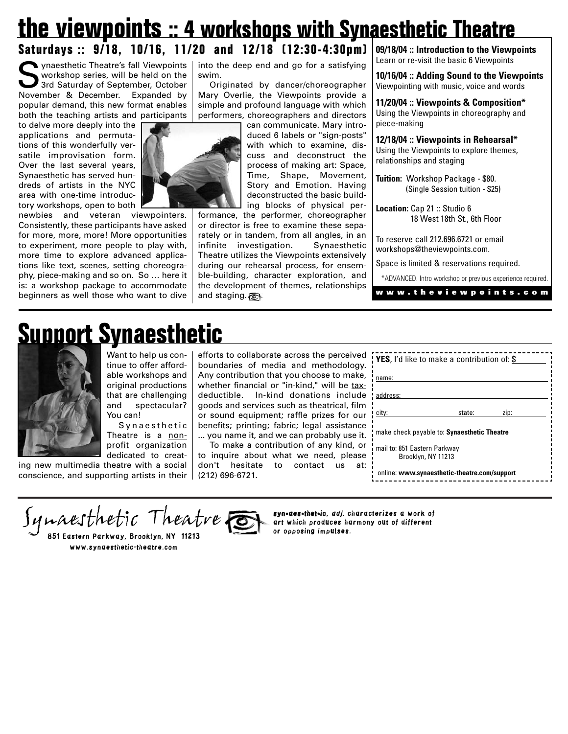# the viewpoints :: 4 workshops with Synaesthetic Theatre

## Saturdays :: 9/18, 10/16, 11/20 and 12/18 (12:30-4:30pm)

Synaesthetic Theatre's fall Viewpoints workshop series, will be held on the 3rd Saturday of September, October November & December. Expanded by popular demand, this new format enables both the teaching artists and participants to delve more deeply into the applications and permutations of this wonderfully versatile improvisation form. Over the last several years, Synaesthetic has served hundreds of artists in the NYC area with one-time introductory workshops, open to both newbies and veteran viewpointers. Consistently, these participants have asked for more, more, more! More opportunities to experiment, more people to play with, more time to explore advanced applications like text, scenes, setting choreography, piece-making and so on. So ... here it is: a workshop package to accommodate beginners as well those who want to dive into the deep end and go for a satisfying swim.

Originated by dancer/choreographer Mary Overlie, the Viewpoints provide a simple and profound language with which performers, choreographers and directors can communicate. Mary introduced 6 labels or "sign-posts" with which to examine, discuss and deconstruct the process of making art: Space, Time, Shape, Movement, Story and Emotion. Having deconstructed the basic building blocks of physical performance, the performer, choreographer or director is free to examine these separately or in tandem, from all angles, in an infinite investigation. Synaesthetic Theatre utilizes the Viewpoints extensively during our rehearsal process, for ensemble-building, character exploration, and the development of themes, relationships and staging.

**09/18/04 :: Introduction to the Viewpoints**
Learn or re-visit the basic 6 Viewpoints

**10/16/04 :: Adding Sound to the Viewpoints**
Viewpointing with music, voice and words

**11/20/04 :: Viewpoints & Composition***
Using the Viewpoints in choreography and piece-making

**12/18/04 :: Viewpoints in Rehearsal***
Using the Viewpoints to explore themes, relationships and staging

**Tuition:** Workshop Package - $80.
(Single Session tuition - $25)

**Location:** Cap 21 :: Studio 6
18 West 18th St., 6th Floor

To reserve call 212.696.6721 or email workshops@theviewpoints.com.

Space is limited & reservations required.

*ADVANCED. Intro workshop or previous experience required.

**www.theviewpoints.com**

# Support Synaesthetic

Want to help us continue to offer affordable workshops and original productions that are challenging and spectacular? You can!

Synaesthetic Theatre is a non-profit organization dedicated to creating new multimedia theatre with a social conscience, and supporting artists in their efforts to collaborate across the perceived boundaries of media and methodology. Any contribution that you choose to make, whether financial or "in-kind," will be tax-deductible. In-kind donations include goods and services such as theatrical, film or sound equipment; raffle prizes for our benefits; printing; fabric; legal assistance ... you name it, and we can probably use it.

To make a contribution of any kind, or to inquire about what we need, please don't hesitate to contact us at: (212) 696-6721.

**YES**, I'd like to make a contribution of: $\_\_\_\_\_\_

name: \_\_\_\_\_\_

address: \_\_\_\_\_\_

city: \_\_\_\_\_\_ state: \_\_\_\_\_\_ zip: \_\_\_\_\_\_

make check payable to: **Synaesthetic Theatre**

mail to: 851 Eastern Parkway
Brooklyn, NY 11213

online: **www.synaesthetic-theatre.com/support**

Synaesthetic Theatre
851 Eastern Parkway, Brooklyn, NY 11213
www.synaesthetic-theatre.com

**syn•aes•thet•ic**, *adj.* characterizes a work of art which produces harmony out of different or opposing impulses.